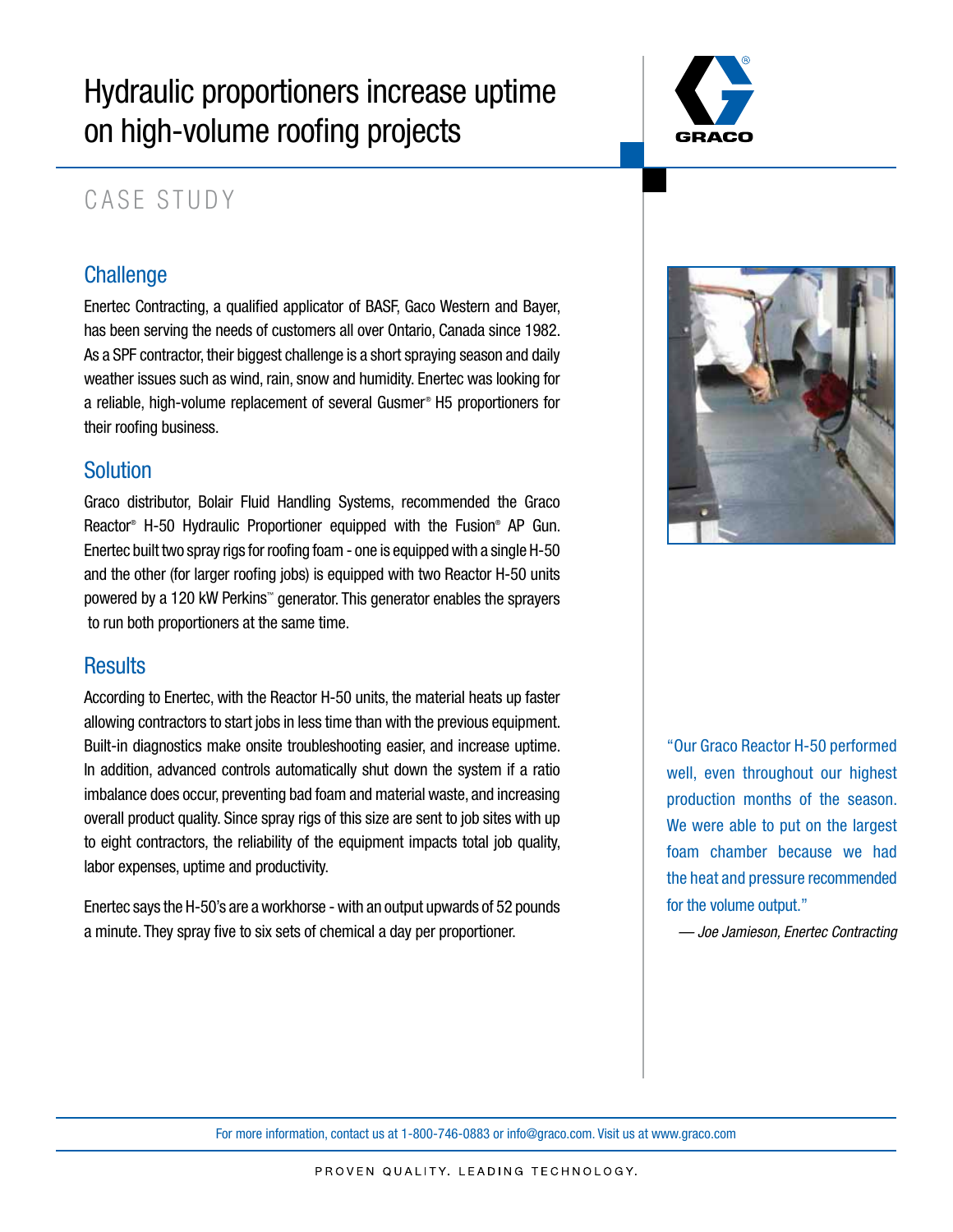# Hydraulic proportioners increase uptime on high-volume roofing projects

## CASE STUDY

### Challenge

Enertec Contracting, a qualified applicator of BASF, Gaco Western and Bayer, has been serving the needs of customers all over Ontario, Canada since 1982. As a SPF contractor, their biggest challenge is a short spraying season and daily weather issues such as wind, rain, snow and humidity. Enertec was looking for a reliable, high-volume replacement of several Gusmer® H5 proportioners for their roofing business.

### Solution

Graco distributor, Bolair Fluid Handling Systems, recommended the Graco Reactor® H-50 Hydraulic Proportioner equipped with the Fusion® AP Gun. Enertec built two spray rigs for roofing foam - one is equipped with a single H-50 and the other (for larger roofing jobs) is equipped with two Reactor H-50 units powered by a 120 kW Perkins™ generator. This generator enables the sprayers to run both proportioners at the same time.

### Results

According to Enertec, with the Reactor H-50 units, the material heats up faster allowing contractors to start jobs in less time than with the previous equipment. Built-in diagnostics make onsite troubleshooting easier, and increase uptime. In addition, advanced controls automatically shut down the system if a ratio imbalance does occur, preventing bad foam and material waste, and increasing overall product quality. Since spray rigs of this size are sent to job sites with up to eight contractors, the reliability of the equipment impacts total job quality, labor expenses, uptime and productivity.

Enertec says the H-50's are a workhorse - with an output upwards of 52 pounds a minute. They spray five to six sets of chemical a day per proportioner.

"Our Graco Reactor H-50 performed well, even throughout our highest production months of the season. We were able to put on the largest foam chamber because we had the heat and pressure recommended for the volume output."

*— Joe Jamieson, Enertec Contracting*

For more information, contact us at 1-800-746-0883 or info@graco.com. Visit us at www.graco.com

PROVEN QUALITY. LEADING TECHNOLOGY.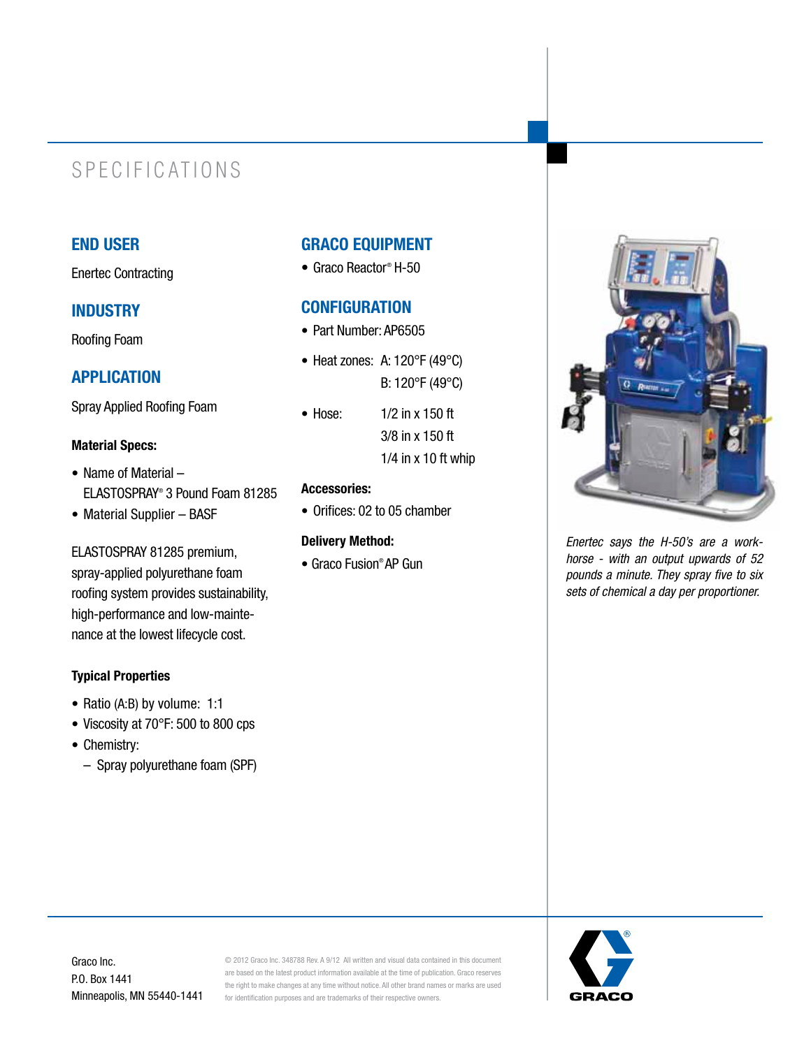# SPECIFICATIONS

## END USER

Enertec Contracting

## INDUSTRY

Roofing Foam

## APPLICATION

Spray Applied Roofing Foam

**Material Specs:**

- Name of Material – ELASTOSPRAY® 3 Pound Foam 81285
- Material Supplier – BASF

ELASTOSPRAY 81285 premium, spray-applied polyurethane foam roofing system provides sustainability, high-performance and low-maintenance at the lowest lifecycle cost.

**Typical Properties**

- Ratio (A:B) by volume: 1:1
- Viscosity at 70°F: 500 to 800 cps
- Chemistry:
  - Spray polyurethane foam (SPF)

## GRACO EQUIPMENT

- Graco Reactor® H-50

## CONFIGURATION

- Part Number: AP6505
- Heat zones: A: 120°F (49°C)
  B: 120°F (49°C)
- Hose: 1/2 in x 150 ft
  3/8 in x 150 ft
  1/4 in x 10 ft whip

**Accessories:**

- Orifices: 02 to 05 chamber

**Delivery Method:**

- Graco Fusion® AP Gun

*Enertec says the H-50's are a work-horse - with an output upwards of 52 pounds a minute. They spray five to six sets of chemical a day per proportioner.*

Graco Inc.
P.O. Box 1441
Minneapolis, MN 55440-1441

© 2012 Graco Inc. 348788 Rev. A 9/12 All written and visual data contained in this document are based on the latest product information available at the time of publication. Graco reserves the right to make changes at any time without notice. All other brand names or marks are used for identification purposes and are trademarks of their respective owners.

GRACO